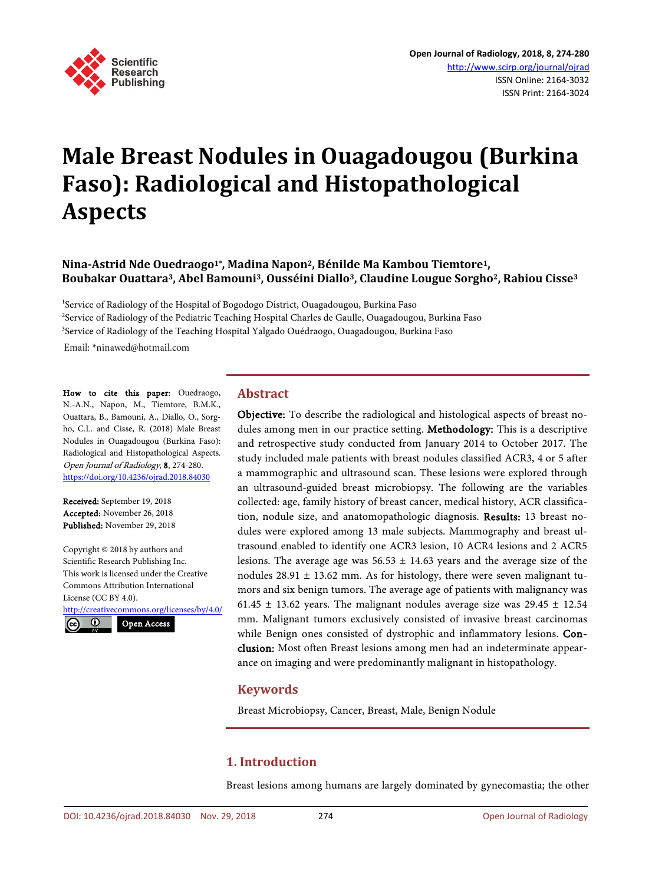# Male Breast Nodules in Ouagadougou (Burkina Faso): Radiological and Histopathological Aspects

**Nina-Astrid Nde Ouedraogo[1*], Madina Napon[2], Bénilde Ma Kambou Tiemtore[1], Boubakar Ouattara[3], Abel Bamouni[3], Ousséini Diallo[3], Claudine Lougue Sorgho[2], Rabiou Cisse[3]**

[1]Service of Radiology of the Hospital of Bogodogo District, Ouagadougou, Burkina Faso
[2]Service of Radiology of the Pediatric Teaching Hospital Charles de Gaulle, Ouagadougou, Burkina Faso
[3]Service of Radiology of the Teaching Hospital Yalgado Ouédraogo, Ouagadougou, Burkina Faso

Email: *ninawed@hotmail.com

**How to cite this paper:** Ouedraogo, N.-A.N., Napon, M., Tiemtore, B.M.K., Ouattara, B., Bamouni, A., Diallo, O., Sorgho, C.L. and Cisse, R. (2018) Male Breast Nodules in Ouagadougou (Burkina Faso): Radiological and Histopathological Aspects. *Open Journal of Radiology*, **8**, 274-280.
https://doi.org/10.4236/ojrad.2018.84030

**Received:** September 19, 2018
**Accepted:** November 26, 2018
**Published:** November 29, 2018

Copyright © 2018 by authors and Scientific Research Publishing Inc.
This work is licensed under the Creative Commons Attribution International License (CC BY 4.0).
http://creativecommons.org/licenses/by/4.0/

Open Access

## Abstract

**Objective:** To describe the radiological and histological aspects of breast nodules among men in our practice setting. **Methodology:** This is a descriptive and retrospective study conducted from January 2014 to October 2017. The study included male patients with breast nodules classified ACR3, 4 or 5 after a mammographic and ultrasound scan. These lesions were explored through an ultrasound-guided breast microbiopsy. The following are the variables collected: age, family history of breast cancer, medical history, ACR classification, nodule size, and anatomopathologic diagnosis. **Results:** 13 breast nodules were explored among 13 male subjects. Mammography and breast ultrasound enabled to identify one ACR3 lesion, 10 ACR4 lesions and 2 ACR5 lesions. The average age was 56.53 ± 14.63 years and the average size of the nodules 28.91 ± 13.62 mm. As for histology, there were seven malignant tumors and six benign tumors. The average age of patients with malignancy was 61.45 ± 13.62 years. The malignant nodules average size was 29.45 ± 12.54 mm. Malignant tumors exclusively consisted of invasive breast carcinomas while Benign ones consisted of dystrophic and inflammatory lesions. **Conclusion:** Most often Breast lesions among men had an indeterminate appearance on imaging and were predominantly malignant in histopathology.

## Keywords

Breast Microbiopsy, Cancer, Breast, Male, Benign Nodule

## 1. Introduction

Breast lesions among humans are largely dominated by gynecomastia; the other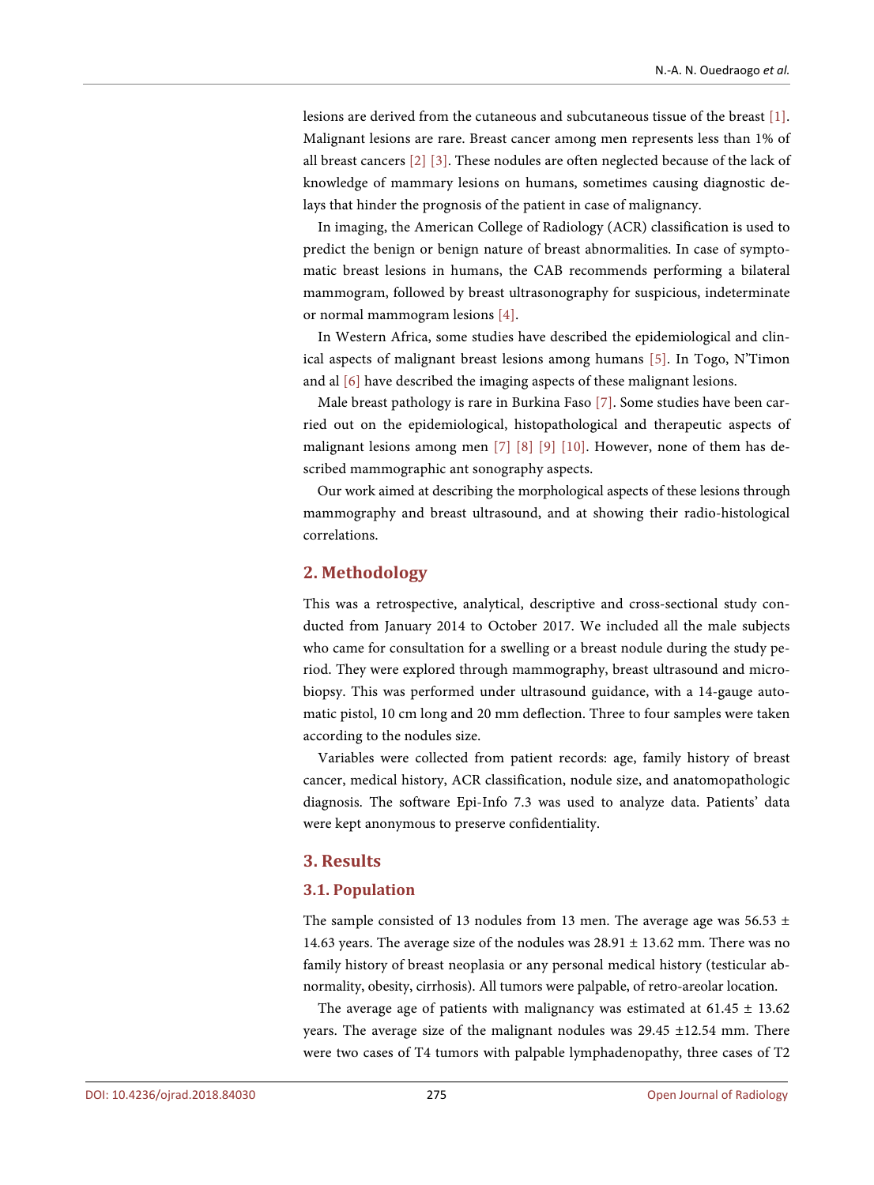lesions are derived from the cutaneous and subcutaneous tissue of the breast [1]. Malignant lesions are rare. Breast cancer among men represents less than 1% of all breast cancers [2] [3]. These nodules are often neglected because of the lack of knowledge of mammary lesions on humans, sometimes causing diagnostic delays that hinder the prognosis of the patient in case of malignancy.

In imaging, the American College of Radiology (ACR) classification is used to predict the benign or benign nature of breast abnormalities. In case of symptomatic breast lesions in humans, the CAB recommends performing a bilateral mammogram, followed by breast ultrasonography for suspicious, indeterminate or normal mammogram lesions [4].

In Western Africa, some studies have described the epidemiological and clinical aspects of malignant breast lesions among humans [5]. In Togo, N'Timon and al [6] have described the imaging aspects of these malignant lesions.

Male breast pathology is rare in Burkina Faso [7]. Some studies have been carried out on the epidemiological, histopathological and therapeutic aspects of malignant lesions among men [7] [8] [9] [10]. However, none of them has described mammographic ant sonography aspects.

Our work aimed at describing the morphological aspects of these lesions through mammography and breast ultrasound, and at showing their radio-histological correlations.

## 2. Methodology

This was a retrospective, analytical, descriptive and cross-sectional study conducted from January 2014 to October 2017. We included all the male subjects who came for consultation for a swelling or a breast nodule during the study period. They were explored through mammography, breast ultrasound and microbiopsy. This was performed under ultrasound guidance, with a 14-gauge automatic pistol, 10 cm long and 20 mm deflection. Three to four samples were taken according to the nodules size.

Variables were collected from patient records: age, family history of breast cancer, medical history, ACR classification, nodule size, and anatomopathologic diagnosis. The software Epi-Info 7.3 was used to analyze data. Patients' data were kept anonymous to preserve confidentiality.

## 3. Results

### 3.1. Population

The sample consisted of 13 nodules from 13 men. The average age was 56.53 ± 14.63 years. The average size of the nodules was 28.91 ± 13.62 mm. There was no family history of breast neoplasia or any personal medical history (testicular abnormality, obesity, cirrhosis). All tumors were palpable, of retro-areolar location.

The average age of patients with malignancy was estimated at 61.45 ± 13.62 years. The average size of the malignant nodules was 29.45 ±12.54 mm. There were two cases of T4 tumors with palpable lymphadenopathy, three cases of T2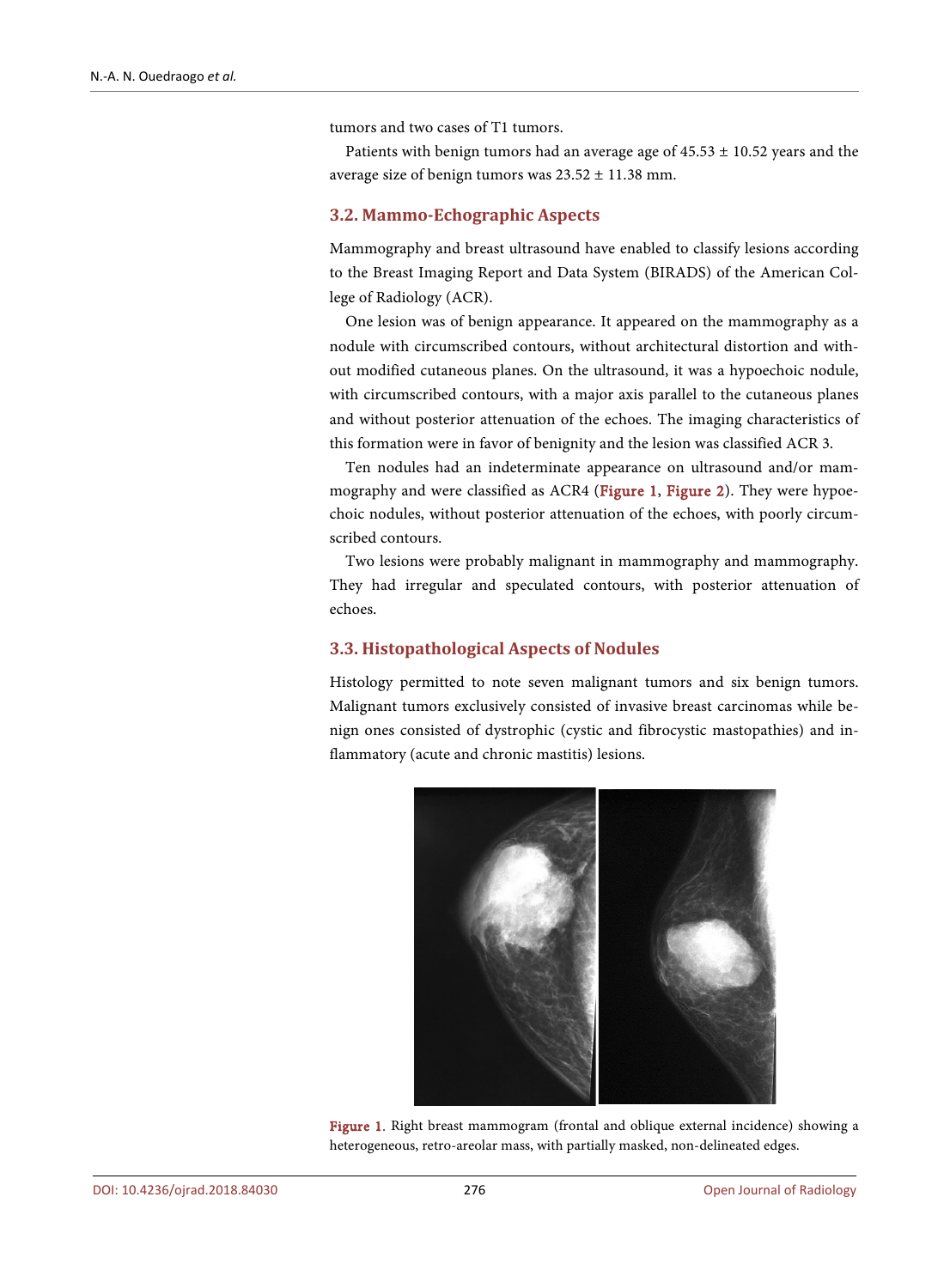tumors and two cases of T1 tumors.

Patients with benign tumors had an average age of 45.53 ± 10.52 years and the average size of benign tumors was 23.52 ± 11.38 mm.

### 3.2. Mammo-Echographic Aspects

Mammography and breast ultrasound have enabled to classify lesions according to the Breast Imaging Report and Data System (BIRADS) of the American College of Radiology (ACR).

One lesion was of benign appearance. It appeared on the mammography as a nodule with circumscribed contours, without architectural distortion and without modified cutaneous planes. On the ultrasound, it was a hypoechoic nodule, with circumscribed contours, with a major axis parallel to the cutaneous planes and without posterior attenuation of the echoes. The imaging characteristics of this formation were in favor of benignity and the lesion was classified ACR 3.

Ten nodules had an indeterminate appearance on ultrasound and/or mammography and were classified as ACR4 (Figure 1, Figure 2). They were hypoechoic nodules, without posterior attenuation of the echoes, with poorly circumscribed contours.

Two lesions were probably malignant in mammography and mammography. They had irregular and speculated contours, with posterior attenuation of echoes.

### 3.3. Histopathological Aspects of Nodules

Histology permitted to note seven malignant tumors and six benign tumors. Malignant tumors exclusively consisted of invasive breast carcinomas while benign ones consisted of dystrophic (cystic and fibrocystic mastopathies) and inflammatory (acute and chronic mastitis) lesions.

Figure 1. Right breast mammogram (frontal and oblique external incidence) showing a heterogeneous, retro-areolar mass, with partially masked, non-delineated edges.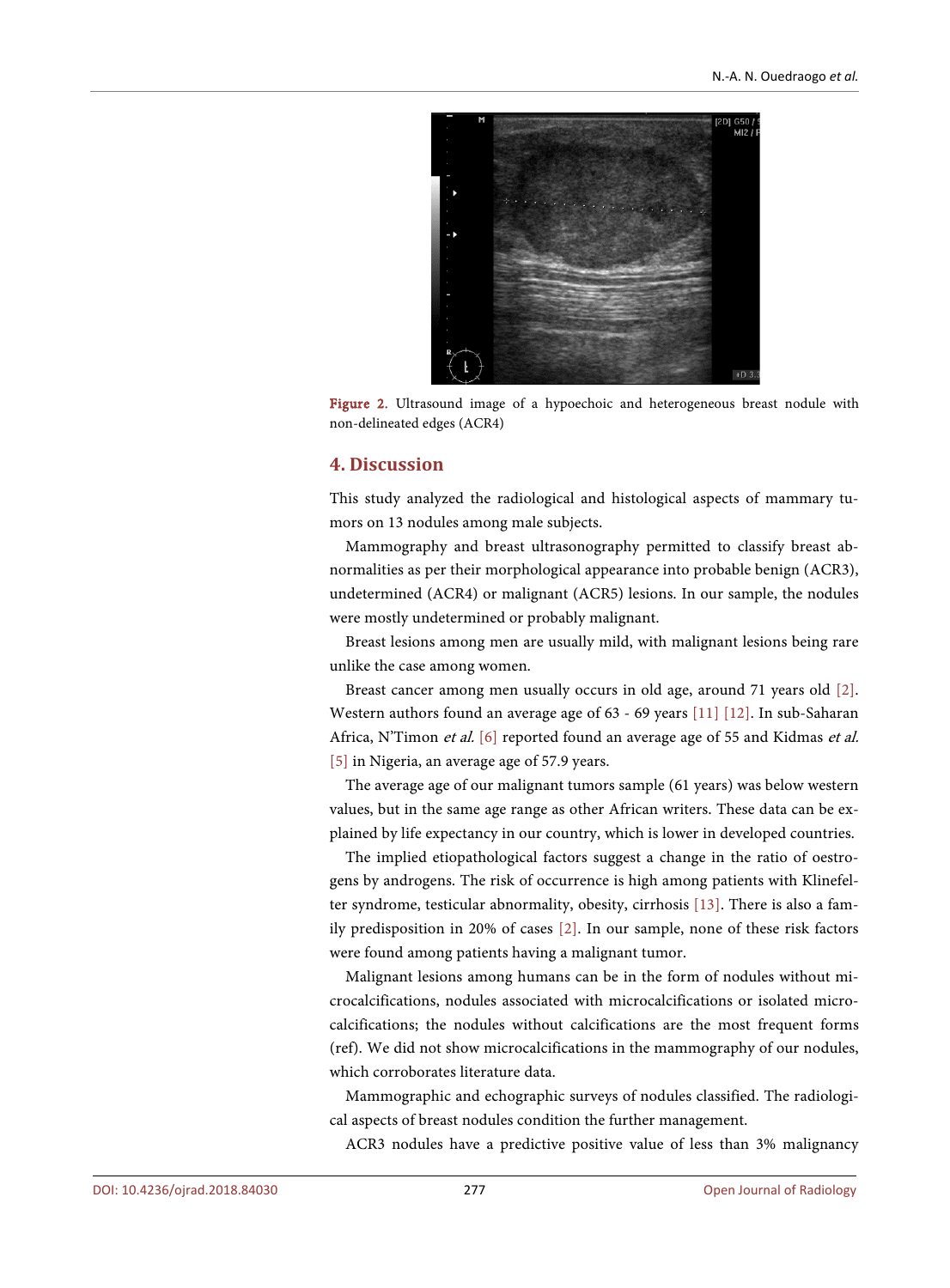Figure 2. Ultrasound image of a hypoechoic and heterogeneous breast nodule with non-delineated edges (ACR4)

## 4. Discussion

This study analyzed the radiological and histological aspects of mammary tumors on 13 nodules among male subjects.

Mammography and breast ultrasonography permitted to classify breast abnormalities as per their morphological appearance into probable benign (ACR3), undetermined (ACR4) or malignant (ACR5) lesions. In our sample, the nodules were mostly undetermined or probably malignant.

Breast lesions among men are usually mild, with malignant lesions being rare unlike the case among women.

Breast cancer among men usually occurs in old age, around 71 years old [2]. Western authors found an average age of 63 - 69 years [11] [12]. In sub-Saharan Africa, N'Timon *et al.* [6] reported found an average age of 55 and Kidmas *et al.* [5] in Nigeria, an average age of 57.9 years.

The average age of our malignant tumors sample (61 years) was below western values, but in the same age range as other African writers. These data can be explained by life expectancy in our country, which is lower in developed countries.

The implied etiopathological factors suggest a change in the ratio of oestrogens by androgens. The risk of occurrence is high among patients with Klinefelter syndrome, testicular abnormality, obesity, cirrhosis [13]. There is also a family predisposition in 20% of cases [2]. In our sample, none of these risk factors were found among patients having a malignant tumor.

Malignant lesions among humans can be in the form of nodules without microcalcifications, nodules associated with microcalcifications or isolated microcalcifications; the nodules without calcifications are the most frequent forms (ref). We did not show microcalcifications in the mammography of our nodules, which corroborates literature data.

Mammographic and echographic surveys of nodules classified. The radiological aspects of breast nodules condition the further management.

ACR3 nodules have a predictive positive value of less than 3% malignancy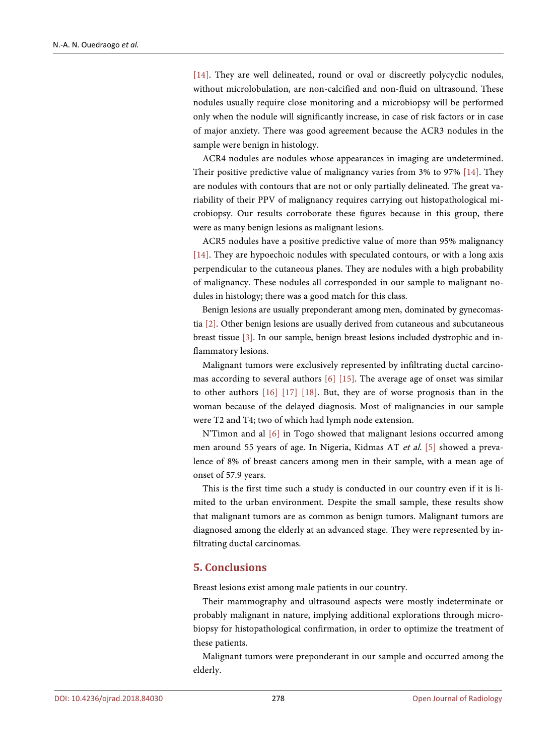[14]. They are well delineated, round or oval or discreetly polycyclic nodules, without microlobulation, are non-calcified and non-fluid on ultrasound. These nodules usually require close monitoring and a microbiopsy will be performed only when the nodule will significantly increase, in case of risk factors or in case of major anxiety. There was good agreement because the ACR3 nodules in the sample were benign in histology.

ACR4 nodules are nodules whose appearances in imaging are undetermined. Their positive predictive value of malignancy varies from 3% to 97% [14]. They are nodules with contours that are not or only partially delineated. The great variability of their PPV of malignancy requires carrying out histopathological microbiopsy. Our results corroborate these figures because in this group, there were as many benign lesions as malignant lesions.

ACR5 nodules have a positive predictive value of more than 95% malignancy [14]. They are hypoechoic nodules with speculated contours, or with a long axis perpendicular to the cutaneous planes. They are nodules with a high probability of malignancy. These nodules all corresponded in our sample to malignant nodules in histology; there was a good match for this class.

Benign lesions are usually preponderant among men, dominated by gynecomastia [2]. Other benign lesions are usually derived from cutaneous and subcutaneous breast tissue [3]. In our sample, benign breast lesions included dystrophic and inflammatory lesions.

Malignant tumors were exclusively represented by infiltrating ductal carcinomas according to several authors [6] [15]. The average age of onset was similar to other authors [16] [17] [18]. But, they are of worse prognosis than in the woman because of the delayed diagnosis. Most of malignancies in our sample were T2 and T4; two of which had lymph node extension.

N'Timon and al [6] in Togo showed that malignant lesions occurred among men around 55 years of age. In Nigeria, Kidmas AT *et al.* [5] showed a prevalence of 8% of breast cancers among men in their sample, with a mean age of onset of 57.9 years.

This is the first time such a study is conducted in our country even if it is limited to the urban environment. Despite the small sample, these results show that malignant tumors are as common as benign tumors. Malignant tumors are diagnosed among the elderly at an advanced stage. They were represented by infiltrating ductal carcinomas.

## 5. Conclusions

Breast lesions exist among male patients in our country.

Their mammography and ultrasound aspects were mostly indeterminate or probably malignant in nature, implying additional explorations through microbiopsy for histopathological confirmation, in order to optimize the treatment of these patients.

Malignant tumors were preponderant in our sample and occurred among the elderly.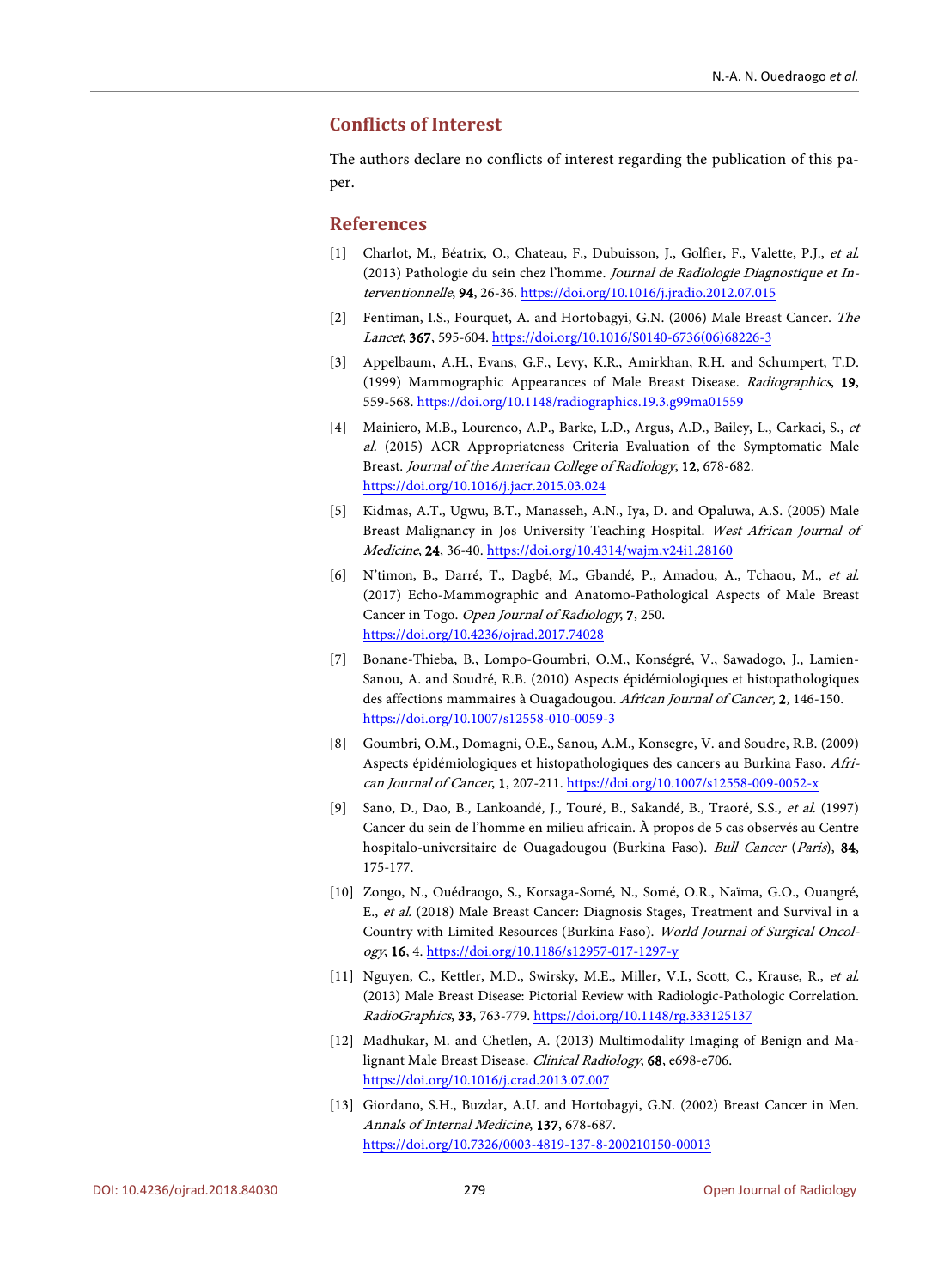## Conflicts of Interest

The authors declare no conflicts of interest regarding the publication of this paper.

## References

[1] Charlot, M., Béatrix, O., Chateau, F., Dubuisson, J., Golfier, F., Valette, P.J., *et al.* (2013) Pathologie du sein chez l'homme. *Journal de Radiologie Diagnostique et Interventionnelle*, **94**, 26-36. https://doi.org/10.1016/j.jradio.2012.07.015

[2] Fentiman, I.S., Fourquet, A. and Hortobagyi, G.N. (2006) Male Breast Cancer. *The Lancet*, **367**, 595-604. https://doi.org/10.1016/S0140-6736(06)68226-3

[3] Appelbaum, A.H., Evans, G.F., Levy, K.R., Amirkhan, R.H. and Schumpert, T.D. (1999) Mammographic Appearances of Male Breast Disease. *Radiographics*, **19**, 559-568. https://doi.org/10.1148/radiographics.19.3.g99ma01559

[4] Mainiero, M.B., Lourenco, A.P., Barke, L.D., Argus, A.D., Bailey, L., Carkaci, S., *et al.* (2015) ACR Appropriateness Criteria Evaluation of the Symptomatic Male Breast. *Journal of the American College of Radiology*, **12**, 678-682. https://doi.org/10.1016/j.jacr.2015.03.024

[5] Kidmas, A.T., Ugwu, B.T., Manasseh, A.N., Iya, D. and Opaluwa, A.S. (2005) Male Breast Malignancy in Jos University Teaching Hospital. *West African Journal of Medicine*, **24**, 36-40. https://doi.org/10.4314/wajm.v24i1.28160

[6] N'timon, B., Darré, T., Dagbé, M., Gbandé, P., Amadou, A., Tchaou, M., *et al.* (2017) Echo-Mammographic and Anatomo-Pathological Aspects of Male Breast Cancer in Togo. *Open Journal of Radiology*, **7**, 250. https://doi.org/10.4236/ojrad.2017.74028

[7] Bonane-Thieba, B., Lompo-Goumbri, O.M., Konségré, V., Sawadogo, J., Lamien-Sanou, A. and Soudré, R.B. (2010) Aspects épidémiologiques et histopathologiques des affections mammaires à Ouagadougou. *African Journal of Cancer*, **2**, 146-150. https://doi.org/10.1007/s12558-010-0059-3

[8] Goumbri, O.M., Domagni, O.E., Sanou, A.M., Konsegre, V. and Soudre, R.B. (2009) Aspects épidémiologiques et histopathologiques des cancers au Burkina Faso. *African Journal of Cancer*, **1**, 207-211. https://doi.org/10.1007/s12558-009-0052-x

[9] Sano, D., Dao, B., Lankoandé, J., Touré, B., Sakandé, B., Traoré, S.S., *et al.* (1997) Cancer du sein de l'homme en milieu africain. À propos de 5 cas observés au Centre hospitalo-universitaire de Ouagadougou (Burkina Faso). *Bull Cancer* (*Paris*), **84**, 175-177.

[10] Zongo, N., Ouédraogo, S., Korsaga-Somé, N., Somé, O.R., Naïma, G.O., Ouangré, E., *et al.* (2018) Male Breast Cancer: Diagnosis Stages, Treatment and Survival in a Country with Limited Resources (Burkina Faso). *World Journal of Surgical Oncology*, **16**, 4. https://doi.org/10.1186/s12957-017-1297-y

[11] Nguyen, C., Kettler, M.D., Swirsky, M.E., Miller, V.I., Scott, C., Krause, R., *et al.* (2013) Male Breast Disease: Pictorial Review with Radiologic-Pathologic Correlation. *RadioGraphics*, **33**, 763-779. https://doi.org/10.1148/rg.333125137

[12] Madhukar, M. and Chetlen, A. (2013) Multimodality Imaging of Benign and Malignant Male Breast Disease. *Clinical Radiology*, **68**, e698-e706. https://doi.org/10.1016/j.crad.2013.07.007

[13] Giordano, S.H., Buzdar, A.U. and Hortobagyi, G.N. (2002) Breast Cancer in Men. *Annals of Internal Medicine*, **137**, 678-687. https://doi.org/10.7326/0003-4819-137-8-200210150-00013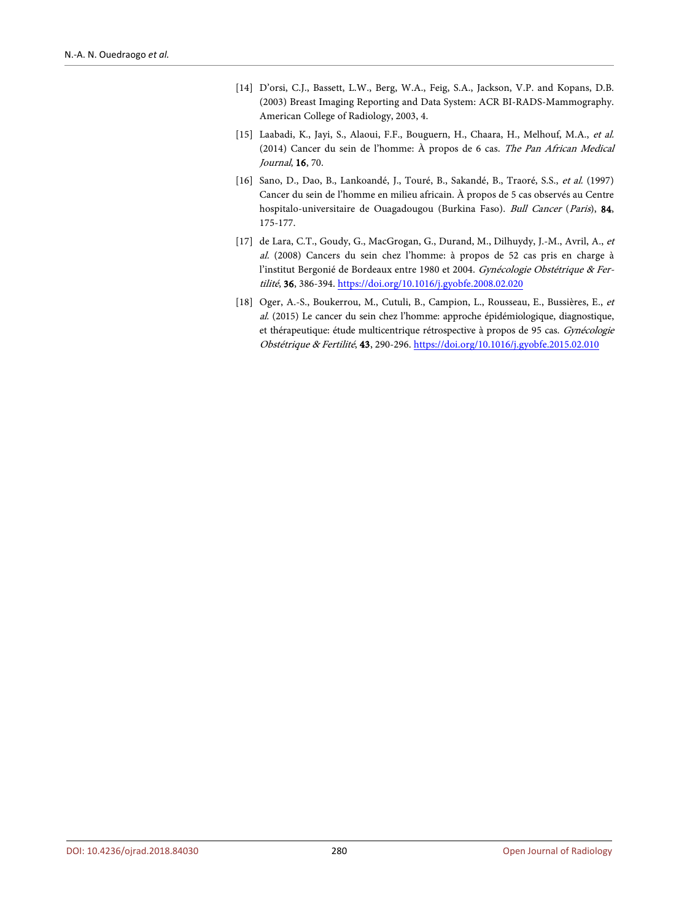[14] D'orsi, C.J., Bassett, L.W., Berg, W.A., Feig, S.A., Jackson, V.P. and Kopans, D.B. (2003) Breast Imaging Reporting and Data System: ACR BI-RADS-Mammography. American College of Radiology, 2003, 4.

[15] Laabadi, K., Jayi, S., Alaoui, F.F., Bouguern, H., Chaara, H., Melhouf, M.A., *et al.* (2014) Cancer du sein de l'homme: À propos de 6 cas. *The Pan African Medical Journal*, **16**, 70.

[16] Sano, D., Dao, B., Lankoandé, J., Touré, B., Sakandé, B., Traoré, S.S., *et al.* (1997) Cancer du sein de l'homme en milieu africain. À propos de 5 cas observés au Centre hospitalo-universitaire de Ouagadougou (Burkina Faso). *Bull Cancer* (*Paris*), **84**, 175-177.

[17] de Lara, C.T., Goudy, G., MacGrogan, G., Durand, M., Dilhuydy, J.-M., Avril, A., *et al.* (2008) Cancers du sein chez l'homme: à propos de 52 cas pris en charge à l'institut Bergonié de Bordeaux entre 1980 et 2004. *Gynécologie Obstétrique & Fertilité*, **36**, 386-394. https://doi.org/10.1016/j.gyobfe.2008.02.020

[18] Oger, A.-S., Boukerrou, M., Cutuli, B., Campion, L., Rousseau, E., Bussières, E., *et al.* (2015) Le cancer du sein chez l'homme: approche épidémiologique, diagnostique, et thérapeutique: étude multicentrique rétrospective à propos de 95 cas. *Gynécologie Obstétrique & Fertilité*, **43**, 290-296. https://doi.org/10.1016/j.gyobfe.2015.02.010